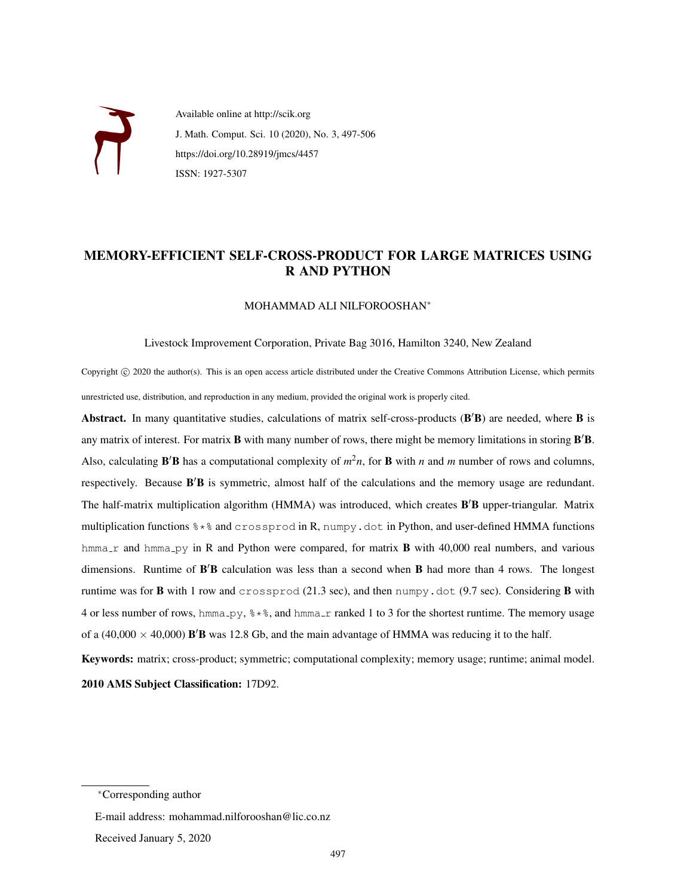Available online at http://scik.org

J. Math. Comput. Sci. 10 (2020), No. 3, 497-506

https://doi.org/10.28919/jmcs/4457

ISSN: 1927-5307

# MEMORY-EFFICIENT SELF-CROSS-PRODUCT FOR LARGE MATRICES USING R AND PYTHON

MOHAMMAD ALI NILFOROOSHAN*

Livestock Improvement Corporation, Private Bag 3016, Hamilton 3240, New Zealand

Copyright © 2020 the author(s). This is an open access article distributed under the Creative Commons Attribution License, which permits unrestricted use, distribution, and reproduction in any medium, provided the original work is properly cited.

**Abstract.** In many quantitative studies, calculations of matrix self-cross-products ($\mathbf{B}'\mathbf{B}$) are needed, where $\mathbf{B}$ is any matrix of interest. For matrix $\mathbf{B}$ with many number of rows, there might be memory limitations in storing $\mathbf{B}'\mathbf{B}$. Also, calculating $\mathbf{B}'\mathbf{B}$ has a computational complexity of $m^2n$, for $\mathbf{B}$ with $n$ and $m$ number of rows and columns, respectively. Because $\mathbf{B}'\mathbf{B}$ is symmetric, almost half of the calculations and the memory usage are redundant. The half-matrix multiplication algorithm (HMMA) was introduced, which creates $\mathbf{B}'\mathbf{B}$ upper-triangular. Matrix multiplication functions `%*%` and `crossprod` in R, `numpy.dot` in Python, and user-defined HMMA functions `hmma_r` and `hmma_py` in R and Python were compared, for matrix $\mathbf{B}$ with 40,000 real numbers, and various dimensions. Runtime of $\mathbf{B}'\mathbf{B}$ calculation was less than a second when $\mathbf{B}$ had more than 4 rows. The longest runtime was for $\mathbf{B}$ with 1 row and `crossprod` (21.3 sec), and then `numpy.dot` (9.7 sec). Considering $\mathbf{B}$ with 4 or less number of rows, `hmma_py`, `%*%`, and `hmma_r` ranked 1 to 3 for the shortest runtime. The memory usage of a (40,000 × 40,000) $\mathbf{B}'\mathbf{B}$ was 12.8 Gb, and the main advantage of HMMA was reducing it to the half.

**Keywords:** matrix; cross-product; symmetric; computational complexity; memory usage; runtime; animal model.

**2010 AMS Subject Classification:** 17D92.

---

*Corresponding author

E-mail address: mohammad.nilforooshan@lic.co.nz

Received January 5, 2020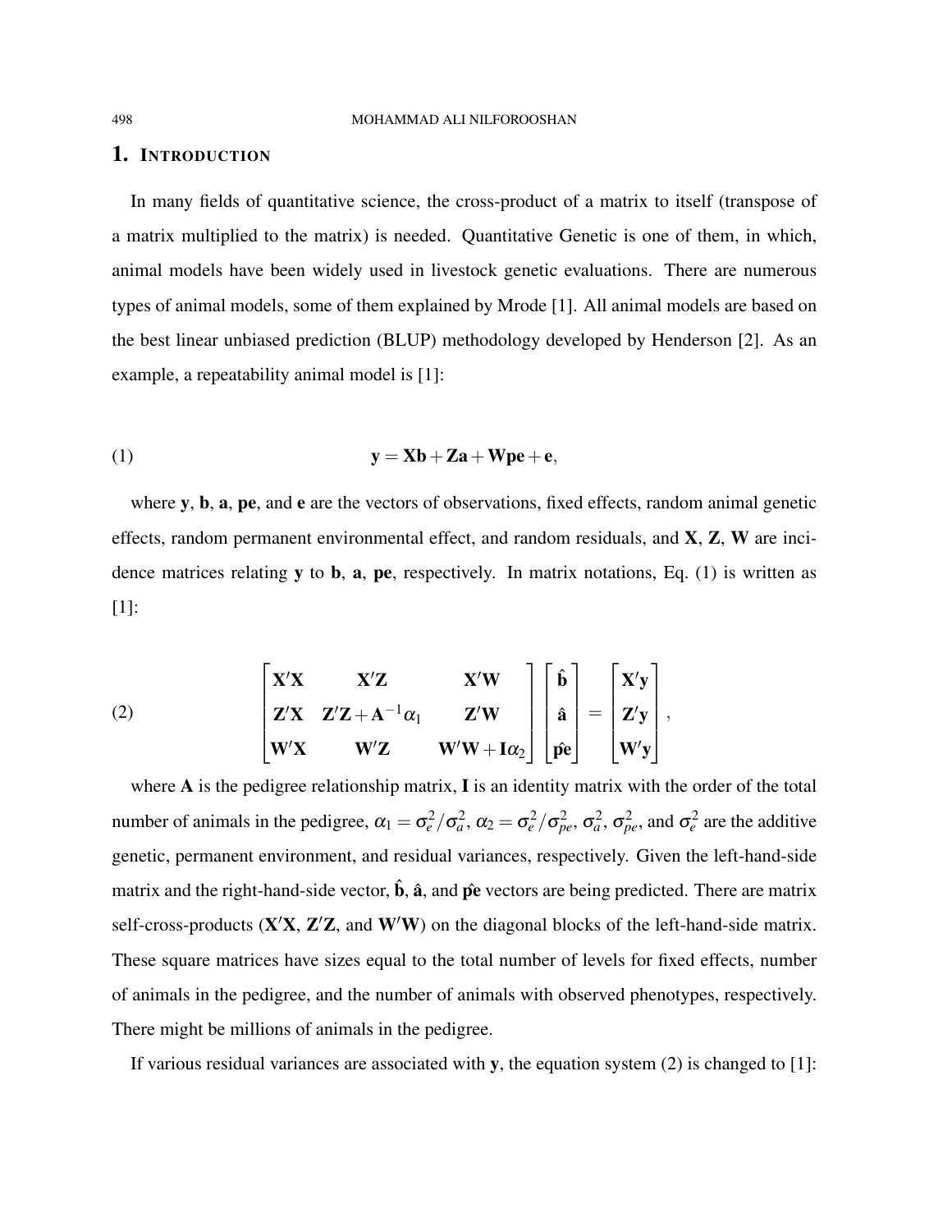## 1. Introduction

In many fields of quantitative science, the cross-product of a matrix to itself (transpose of a matrix multiplied to the matrix) is needed. Quantitative Genetic is one of them, in which, animal models have been widely used in livestock genetic evaluations. There are numerous types of animal models, some of them explained by Mrode [1]. All animal models are based on the best linear unbiased prediction (BLUP) methodology developed by Henderson [2]. As an example, a repeatability animal model is [1]:

$$\mathbf{y} = \mathbf{Xb} + \mathbf{Za} + \mathbf{Wpe} + \mathbf{e}, \tag{1}$$

where $\mathbf{y}$, $\mathbf{b}$, $\mathbf{a}$, $\mathbf{pe}$, and $\mathbf{e}$ are the vectors of observations, fixed effects, random animal genetic effects, random permanent environmental effect, and random residuals, and $\mathbf{X}$, $\mathbf{Z}$, $\mathbf{W}$ are incidence matrices relating $\mathbf{y}$ to $\mathbf{b}$, $\mathbf{a}$, $\mathbf{pe}$, respectively. In matrix notations, Eq. (1) is written as [1]:

$$\begin{bmatrix} \mathbf{X}'\mathbf{X} & \mathbf{X}'\mathbf{Z} & \mathbf{X}'\mathbf{W} \\ \mathbf{Z}'\mathbf{X} & \mathbf{Z}'\mathbf{Z} + \mathbf{A}^{-1}\alpha_1 & \mathbf{Z}'\mathbf{W} \\ \mathbf{W}'\mathbf{X} & \mathbf{W}'\mathbf{Z} & \mathbf{W}'\mathbf{W} + \mathbf{I}\alpha_2 \end{bmatrix} \begin{bmatrix} \hat{\mathbf{b}} \\ \hat{\mathbf{a}} \\ \hat{\mathbf{pe}} \end{bmatrix} = \begin{bmatrix} \mathbf{X}'\mathbf{y} \\ \mathbf{Z}'\mathbf{y} \\ \mathbf{W}'\mathbf{y} \end{bmatrix}, \tag{2}$$

where $\mathbf{A}$ is the pedigree relationship matrix, $\mathbf{I}$ is an identity matrix with the order of the total number of animals in the pedigree, $\alpha_1 = \sigma_e^2/\sigma_a^2$, $\alpha_2 = \sigma_e^2/\sigma_{pe}^2$, $\sigma_a^2$, $\sigma_{pe}^2$, and $\sigma_e^2$ are the additive genetic, permanent environment, and residual variances, respectively. Given the left-hand-side matrix and the right-hand-side vector, $\hat{\mathbf{b}}$, $\hat{\mathbf{a}}$, and $\hat{\mathbf{pe}}$ vectors are being predicted. There are matrix self-cross-products ($\mathbf{X}'\mathbf{X}$, $\mathbf{Z}'\mathbf{Z}$, and $\mathbf{W}'\mathbf{W}$) on the diagonal blocks of the left-hand-side matrix. These square matrices have sizes equal to the total number of levels for fixed effects, number of animals in the pedigree, and the number of animals with observed phenotypes, respectively. There might be millions of animals in the pedigree.

If various residual variances are associated with $\mathbf{y}$, the equation system (2) is changed to [1]: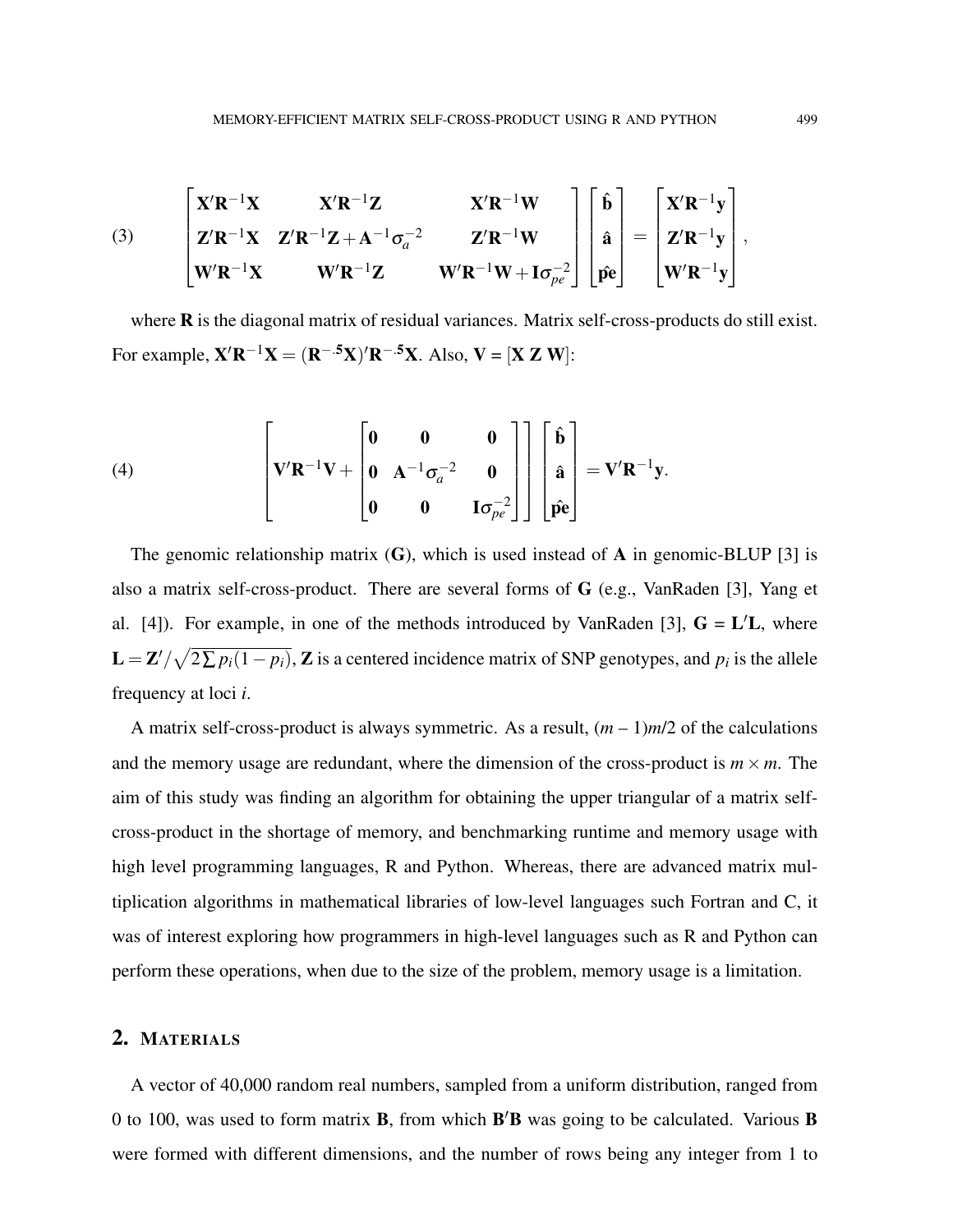$$
(3) \qquad \begin{bmatrix} \mathbf{X}'\mathbf{R}^{-1}\mathbf{X} & \mathbf{X}'\mathbf{R}^{-1}\mathbf{Z} & \mathbf{X}'\mathbf{R}^{-1}\mathbf{W} \\ \mathbf{Z}'\mathbf{R}^{-1}\mathbf{X} & \mathbf{Z}'\mathbf{R}^{-1}\mathbf{Z}+\mathbf{A}^{-1}\sigma_a^{-2} & \mathbf{Z}'\mathbf{R}^{-1}\mathbf{W} \\ \mathbf{W}'\mathbf{R}^{-1}\mathbf{X} & \mathbf{W}'\mathbf{R}^{-1}\mathbf{Z} & \mathbf{W}'\mathbf{R}^{-1}\mathbf{W}+\mathbf{I}\sigma_{pe}^{-2} \end{bmatrix} \begin{bmatrix} \hat{\mathbf{b}} \\ \hat{\mathbf{a}} \\ \hat{\mathbf{pe}} \end{bmatrix} = \begin{bmatrix} \mathbf{X}'\mathbf{R}^{-1}\mathbf{y} \\ \mathbf{Z}'\mathbf{R}^{-1}\mathbf{y} \\ \mathbf{W}'\mathbf{R}^{-1}\mathbf{y} \end{bmatrix},
$$

where $\mathbf{R}$ is the diagonal matrix of residual variances. Matrix self-cross-products do still exist. For example, $\mathbf{X}'\mathbf{R}^{-1}\mathbf{X} = (\mathbf{R}^{-.5}\mathbf{X})'\mathbf{R}^{-.5}\mathbf{X}$. Also, $\mathbf{V} = [\mathbf{X}\ \mathbf{Z}\ \mathbf{W}]$:

$$
(4) \qquad \left[ \mathbf{V}'\mathbf{R}^{-1}\mathbf{V} + \begin{bmatrix} \mathbf{0} & \mathbf{0} & \mathbf{0} \\ \mathbf{0} & \mathbf{A}^{-1}\sigma_a^{-2} & \mathbf{0} \\ \mathbf{0} & \mathbf{0} & \mathbf{I}\sigma_{pe}^{-2} \end{bmatrix} \right] \begin{bmatrix} \hat{\mathbf{b}} \\ \hat{\mathbf{a}} \\ \hat{\mathbf{pe}} \end{bmatrix} = \mathbf{V}'\mathbf{R}^{-1}\mathbf{y}.
$$

The genomic relationship matrix ($\mathbf{G}$), which is used instead of $\mathbf{A}$ in genomic-BLUP [3] is also a matrix self-cross-product. There are several forms of $\mathbf{G}$ (e.g., VanRaden [3], Yang et al. [4]). For example, in one of the methods introduced by VanRaden [3], $\mathbf{G} = \mathbf{L}'\mathbf{L}$, where $\mathbf{L} = \mathbf{Z}'/\sqrt{2\sum p_i(1-p_i)}$, $\mathbf{Z}$ is a centered incidence matrix of SNP genotypes, and $p_i$ is the allele frequency at loci $i$.

A matrix self-cross-product is always symmetric. As a result, $(m-1)m/2$ of the calculations and the memory usage are redundant, where the dimension of the cross-product is $m \times m$. The aim of this study was finding an algorithm for obtaining the upper triangular of a matrix self-cross-product in the shortage of memory, and benchmarking runtime and memory usage with high level programming languages, R and Python. Whereas, there are advanced matrix multiplication algorithms in mathematical libraries of low-level languages such Fortran and C, it was of interest exploring how programmers in high-level languages such as R and Python can perform these operations, when due to the size of the problem, memory usage is a limitation.

## 2. Materials

A vector of 40,000 random real numbers, sampled from a uniform distribution, ranged from 0 to 100, was used to form matrix $\mathbf{B}$, from which $\mathbf{B}'\mathbf{B}$ was going to be calculated. Various $\mathbf{B}$ were formed with different dimensions, and the number of rows being any integer from 1 to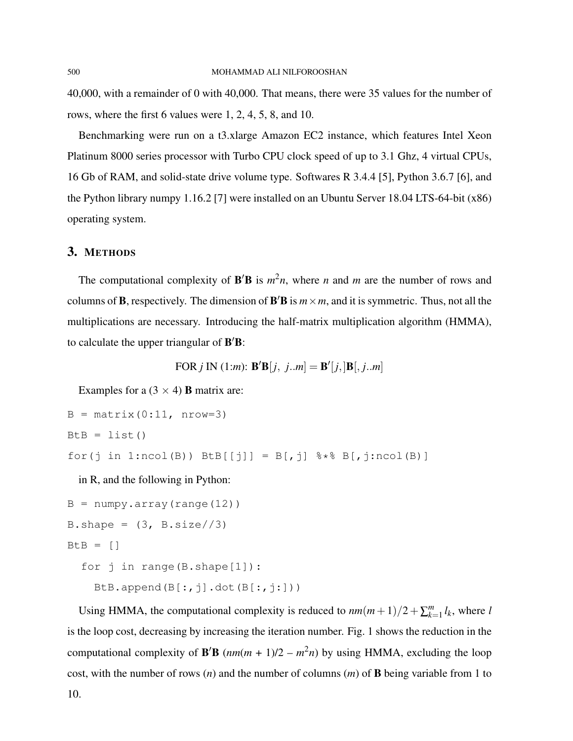40,000, with a remainder of 0 with 40,000. That means, there were 35 values for the number of rows, where the first 6 values were 1, 2, 4, 5, 8, and 10.

Benchmarking were run on a t3.xlarge Amazon EC2 instance, which features Intel Xeon Platinum 8000 series processor with Turbo CPU clock speed of up to 3.1 Ghz, 4 virtual CPUs, 16 Gb of RAM, and solid-state drive volume type. Softwares R 3.4.4 [5], Python 3.6.7 [6], and the Python library numpy 1.16.2 [7] were installed on an Ubuntu Server 18.04 LTS-64-bit (x86) operating system.

## 3. Methods

The computational complexity of $\mathbf{B}'\mathbf{B}$ is $m^2n$, where $n$ and $m$ are the number of rows and columns of $\mathbf{B}$, respectively. The dimension of $\mathbf{B}'\mathbf{B}$ is $m \times m$, and it is symmetric. Thus, not all the multiplications are necessary. Introducing the half-matrix multiplication algorithm (HMMA), to calculate the upper triangular of $\mathbf{B}'\mathbf{B}$:

$$\text{FOR } j \text{ IN } (1{:}m)\text{: } \mathbf{B}'\mathbf{B}[j,\ j..m] = \mathbf{B}'[j,]\mathbf{B}[,j..m]$$

Examples for a (3 × 4) **B** matrix are:

```
B = matrix(0:11, nrow=3)
BtB = list()
for(j in 1:ncol(B)) BtB[[j]] = B[,j] %*% B[,j:ncol(B)]
```

in R, and the following in Python:

```
B = numpy.array(range(12))
B.shape = (3, B.size//3)
BtB = []
  for j in range(B.shape[1]):
    BtB.append(B[:,j].dot(B[:,j:]))
```

Using HMMA, the computational complexity is reduced to $nm(m+1)/2 + \sum_{k=1}^{m} l_k$, where $l$ is the loop cost, decreasing by increasing the iteration number. Fig. 1 shows the reduction in the computational complexity of $\mathbf{B}'\mathbf{B}$ ($nm(m + 1)/2 - m^2n$) by using HMMA, excluding the loop cost, with the number of rows ($n$) and the number of columns ($m$) of **B** being variable from 1 to 10.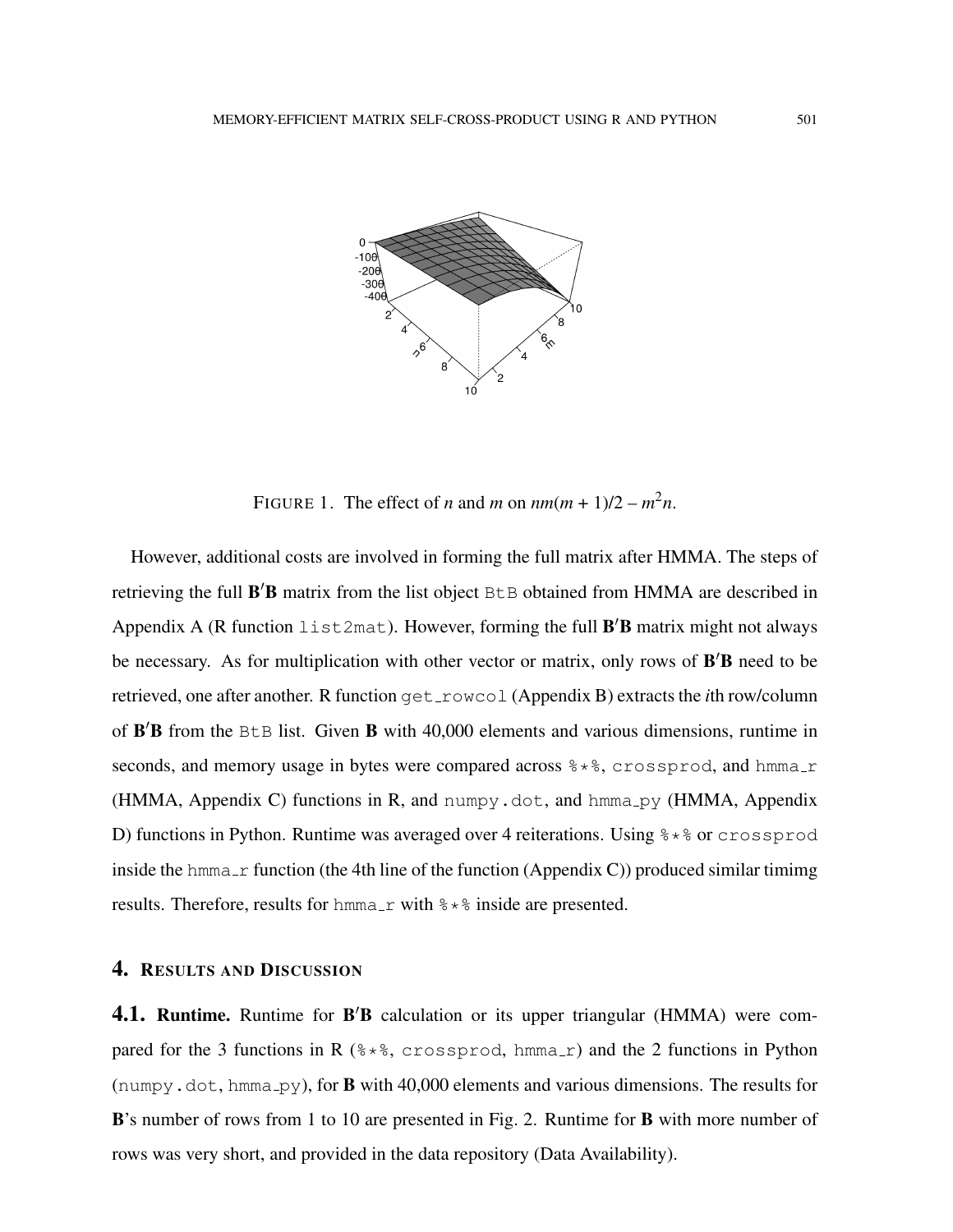FIGURE 1. The effect of $n$ and $m$ on $nm(m + 1)/2 - m^2n$.

However, additional costs are involved in forming the full matrix after HMMA. The steps of retrieving the full $\mathbf{B}'\mathbf{B}$ matrix from the list object `BtB` obtained from HMMA are described in Appendix A (R function `list2mat`). However, forming the full $\mathbf{B}'\mathbf{B}$ matrix might not always be necessary. As for multiplication with other vector or matrix, only rows of $\mathbf{B}'\mathbf{B}$ need to be retrieved, one after another. R function `get_rowcol` (Appendix B) extracts the $i$th row/column of $\mathbf{B}'\mathbf{B}$ from the `BtB` list. Given $\mathbf{B}$ with 40,000 elements and various dimensions, runtime in seconds, and memory usage in bytes were compared across `%*%`, `crossprod`, and `hmma_r` (HMMA, Appendix C) functions in R, and `numpy.dot`, and `hmma_py` (HMMA, Appendix D) functions in Python. Runtime was averaged over 4 reiterations. Using `%*%` or `crossprod` inside the `hmma_r` function (the 4th line of the function (Appendix C)) produced similar timimg results. Therefore, results for `hmma_r` with `%*%` inside are presented.

## 4. Results and Discussion

**4.1. Runtime.** Runtime for $\mathbf{B}'\mathbf{B}$ calculation or its upper triangular (HMMA) were compared for the 3 functions in R (`%*%`, `crossprod`, `hmma_r`) and the 2 functions in Python (`numpy.dot`, `hmma_py`), for $\mathbf{B}$ with 40,000 elements and various dimensions. The results for $\mathbf{B}$'s number of rows from 1 to 10 are presented in Fig. 2. Runtime for $\mathbf{B}$ with more number of rows was very short, and provided in the data repository (Data Availability).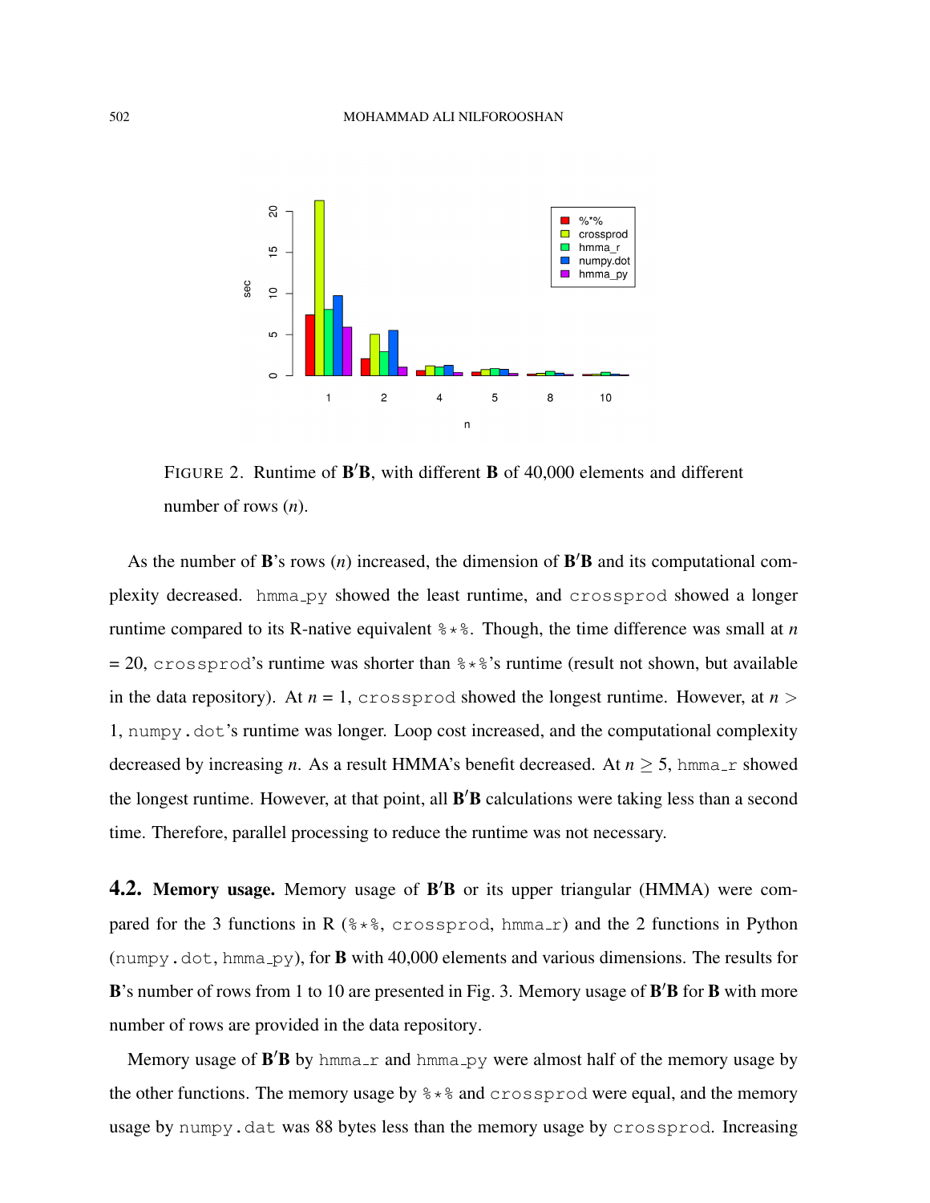FIGURE 2. Runtime of $\mathbf{B}'\mathbf{B}$, with different $\mathbf{B}$ of 40,000 elements and different number of rows ($n$).

As the number of $\mathbf{B}$'s rows ($n$) increased, the dimension of $\mathbf{B}'\mathbf{B}$ and its computational complexity decreased. `hmma_py` showed the least runtime, and `crossprod` showed a longer runtime compared to its R-native equivalent `%*%`. Though, the time difference was small at $n$ = 20, `crossprod`'s runtime was shorter than `%*%`'s runtime (result not shown, but available in the data repository). At $n$ = 1, `crossprod` showed the longest runtime. However, at $n >$ 1, `numpy.dot`'s runtime was longer. Loop cost increased, and the computational complexity decreased by increasing $n$. As a result HMMA's benefit decreased. At $n \geq 5$, `hmma_r` showed the longest runtime. However, at that point, all $\mathbf{B}'\mathbf{B}$ calculations were taking less than a second time. Therefore, parallel processing to reduce the runtime was not necessary.

**4.2. Memory usage.** Memory usage of $\mathbf{B}'\mathbf{B}$ or its upper triangular (HMMA) were compared for the 3 functions in R (`%*%`, `crossprod`, `hmma_r`) and the 2 functions in Python (`numpy.dot`, `hmma_py`), for $\mathbf{B}$ with 40,000 elements and various dimensions. The results for $\mathbf{B}$'s number of rows from 1 to 10 are presented in Fig. 3. Memory usage of $\mathbf{B}'\mathbf{B}$ for $\mathbf{B}$ with more number of rows are provided in the data repository.

Memory usage of $\mathbf{B}'\mathbf{B}$ by `hmma_r` and `hmma_py` were almost half of the memory usage by the other functions. The memory usage by `%*%` and `crossprod` were equal, and the memory usage by `numpy.dat` was 88 bytes less than the memory usage by `crossprod`. Increasing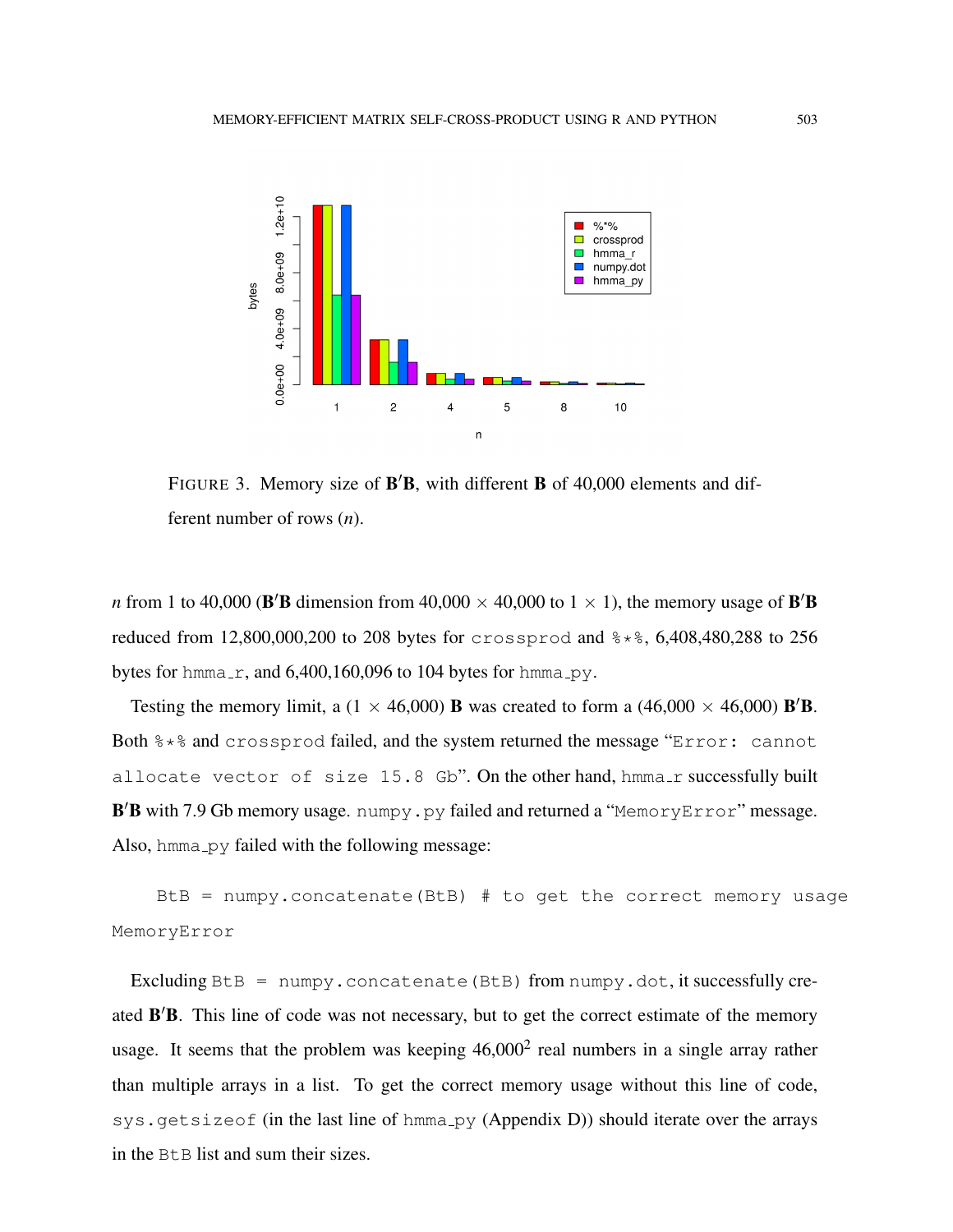FIGURE 3. Memory size of $\mathbf{B'B}$, with different $\mathbf{B}$ of 40,000 elements and different number of rows ($n$).

$n$ from 1 to 40,000 ($\mathbf{B'B}$ dimension from $40{,}000 \times 40{,}000$ to $1 \times 1$), the memory usage of $\mathbf{B'B}$ reduced from 12,800,000,200 to 208 bytes for `crossprod` and `%*%`, 6,408,480,288 to 256 bytes for `hmma_r`, and 6,400,160,096 to 104 bytes for `hmma_py`.

Testing the memory limit, a ($1 \times 46{,}000$) $\mathbf{B}$ was created to form a ($46{,}000 \times 46{,}000$) $\mathbf{B'B}$. Both `%*%` and `crossprod` failed, and the system returned the message "`Error: cannot allocate vector of size 15.8 Gb`". On the other hand, `hmma_r` successfully built $\mathbf{B'B}$ with 7.9 Gb memory usage. `numpy.py` failed and returned a "`MemoryError`" message. Also, `hmma_py` failed with the following message:

```
BtB = numpy.concatenate(BtB) # to get the correct memory usage
MemoryError
```

Excluding `BtB = numpy.concatenate(BtB)` from `numpy.dot`, it successfully created $\mathbf{B'B}$. This line of code was not necessary, but to get the correct estimate of the memory usage. It seems that the problem was keeping $46{,}000^2$ real numbers in a single array rather than multiple arrays in a list. To get the correct memory usage without this line of code, `sys.getsizeof` (in the last line of `hmma_py` (Appendix D)) should iterate over the arrays in the `BtB` list and sum their sizes.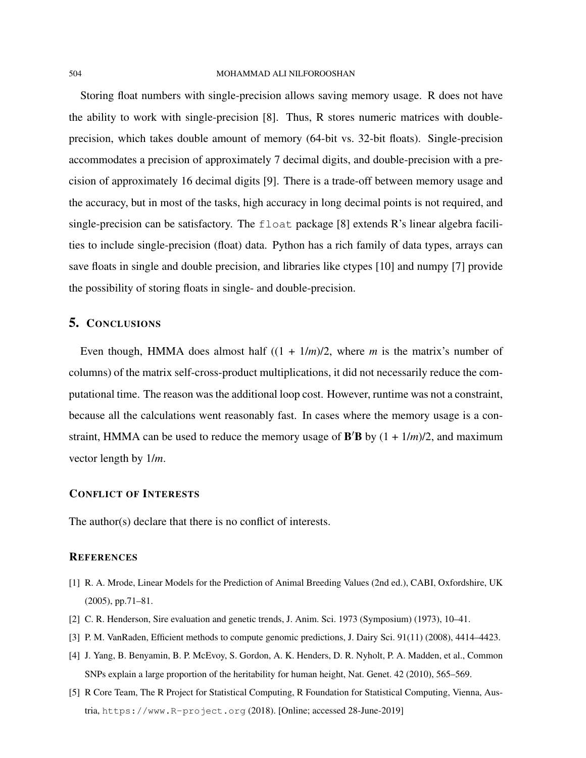Storing float numbers with single-precision allows saving memory usage. R does not have the ability to work with single-precision [8]. Thus, R stores numeric matrices with double-precision, which takes double amount of memory (64-bit vs. 32-bit floats). Single-precision accommodates a precision of approximately 7 decimal digits, and double-precision with a precision of approximately 16 decimal digits [9]. There is a trade-off between memory usage and the accuracy, but in most of the tasks, high accuracy in long decimal points is not required, and single-precision can be satisfactory. The `float` package [8] extends R's linear algebra facilities to include single-precision (float) data. Python has a rich family of data types, arrays can save floats in single and double precision, and libraries like ctypes [10] and numpy [7] provide the possibility of storing floats in single- and double-precision.

## 5. Conclusions

Even though, HMMA does almost half ($(1 + 1/m)/2$, where $m$ is the matrix's number of columns) of the matrix self-cross-product multiplications, it did not necessarily reduce the computational time. The reason was the additional loop cost. However, runtime was not a constraint, because all the calculations went reasonably fast. In cases where the memory usage is a constraint, HMMA can be used to reduce the memory usage of $\mathbf{B}'\mathbf{B}$ by $(1 + 1/m)/2$, and maximum vector length by $1/m$.

### Conflict of Interests

The author(s) declare that there is no conflict of interests.

### References

[1] R. A. Mrode, Linear Models for the Prediction of Animal Breeding Values (2nd ed.), CABI, Oxfordshire, UK (2005), pp.71–81.

[2] C. R. Henderson, Sire evaluation and genetic trends, J. Anim. Sci. 1973 (Symposium) (1973), 10–41.

[3] P. M. VanRaden, Efficient methods to compute genomic predictions, J. Dairy Sci. 91(11) (2008), 4414–4423.

[4] J. Yang, B. Benyamin, B. P. McEvoy, S. Gordon, A. K. Henders, D. R. Nyholt, P. A. Madden, et al., Common SNPs explain a large proportion of the heritability for human height, Nat. Genet. 42 (2010), 565–569.

[5] R Core Team, The R Project for Statistical Computing, R Foundation for Statistical Computing, Vienna, Austria, `https://www.R-project.org` (2018). [Online; accessed 28-June-2019]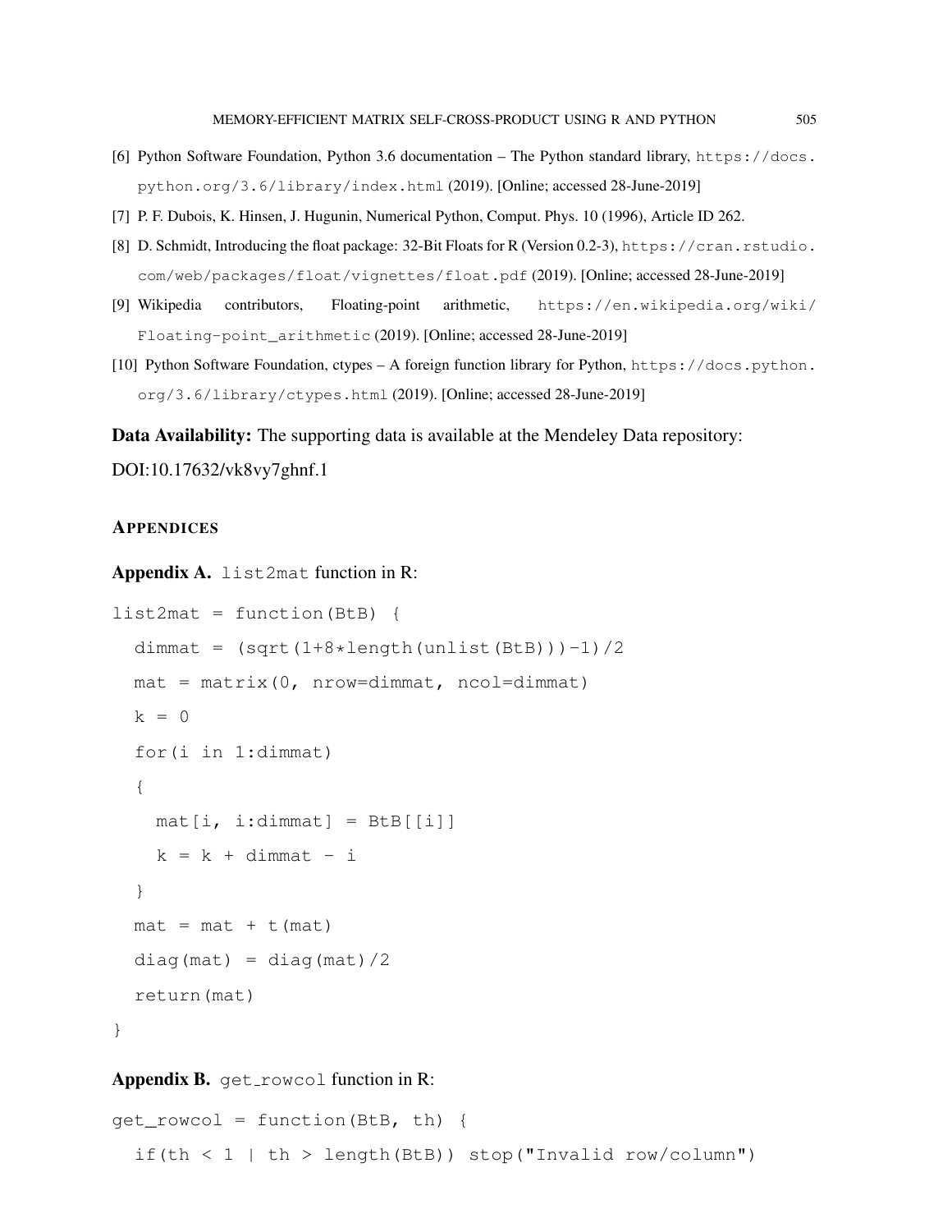[6] Python Software Foundation, Python 3.6 documentation – The Python standard library, https://docs.python.org/3.6/library/index.html (2019). [Online; accessed 28-June-2019]

[7] P. F. Dubois, K. Hinsen, J. Hugunin, Numerical Python, Comput. Phys. 10 (1996), Article ID 262.

[8] D. Schmidt, Introducing the float package: 32-Bit Floats for R (Version 0.2-3), https://cran.rstudio.com/web/packages/float/vignettes/float.pdf (2019). [Online; accessed 28-June-2019]

[9] Wikipedia contributors, Floating-point arithmetic, https://en.wikipedia.org/wiki/Floating-point_arithmetic (2019). [Online; accessed 28-June-2019]

[10] Python Software Foundation, ctypes – A foreign function library for Python, https://docs.python.org/3.6/library/ctypes.html (2019). [Online; accessed 28-June-2019]

**Data Availability:** The supporting data is available at the Mendeley Data repository: DOI:10.17632/vk8vy7ghnf.1

## APPENDICES

**Appendix A.** `list2mat` function in R:

```
list2mat = function(BtB) {
  dimmat = (sqrt(1+8*length(unlist(BtB)))-1)/2
  mat = matrix(0, nrow=dimmat, ncol=dimmat)
  k = 0
  for(i in 1:dimmat)
  {
    mat[i, i:dimmat] = BtB[[i]]
    k = k + dimmat - i
  }
  mat = mat + t(mat)
  diag(mat) = diag(mat)/2
  return(mat)
}
```

**Appendix B.** `get_rowcol` function in R:

```
get_rowcol = function(BtB, th) {
  if(th < 1 | th > length(BtB)) stop("Invalid row/column")
```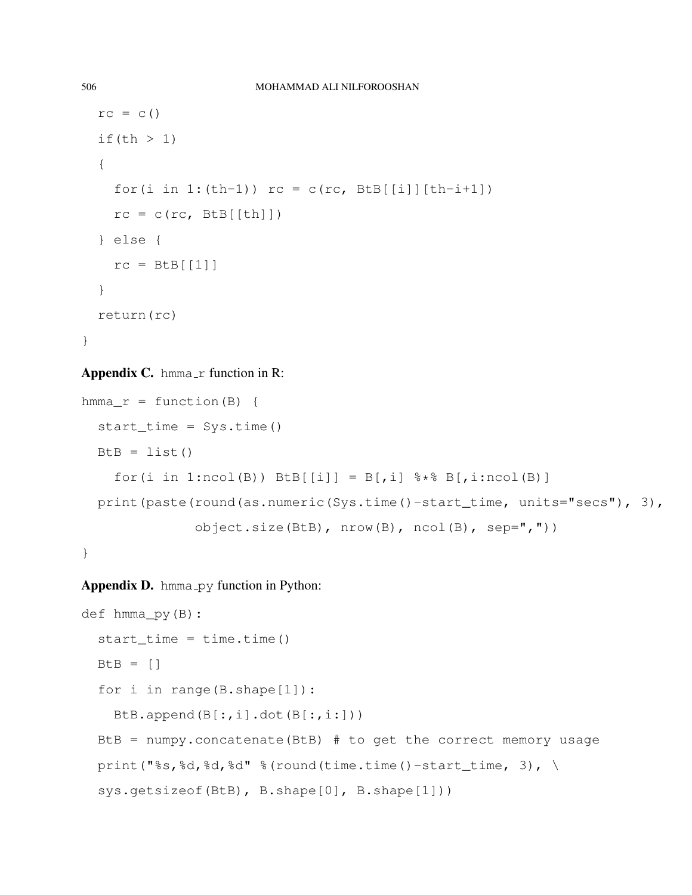```
  rc = c()
  if(th > 1)
  {
    for(i in 1:(th-1)) rc = c(rc, BtB[[i]][th-i+1])
    rc = c(rc, BtB[[th]])
  } else {
    rc = BtB[[1]]
  }
  return(rc)
}
```

**Appendix C.** hmma_r function in R:

```
hmma_r = function(B) {
  start_time = Sys.time()
  BtB = list()
    for(i in 1:ncol(B)) BtB[[i]] = B[,i] %*% B[,i:ncol(B)]
  print(paste(round(as.numeric(Sys.time()-start_time, units="secs"), 3),
              object.size(BtB), nrow(B), ncol(B), sep=","))
}
```

**Appendix D.** hmma_py function in Python:

```
def hmma_py(B):
  start_time = time.time()
  BtB = []
  for i in range(B.shape[1]):
    BtB.append(B[:,i].dot(B[:,i:]))
  BtB = numpy.concatenate(BtB) # to get the correct memory usage
  print("%s,%d,%d,%d" %(round(time.time()-start_time, 3), \
  sys.getsizeof(BtB), B.shape[0], B.shape[1]))
```